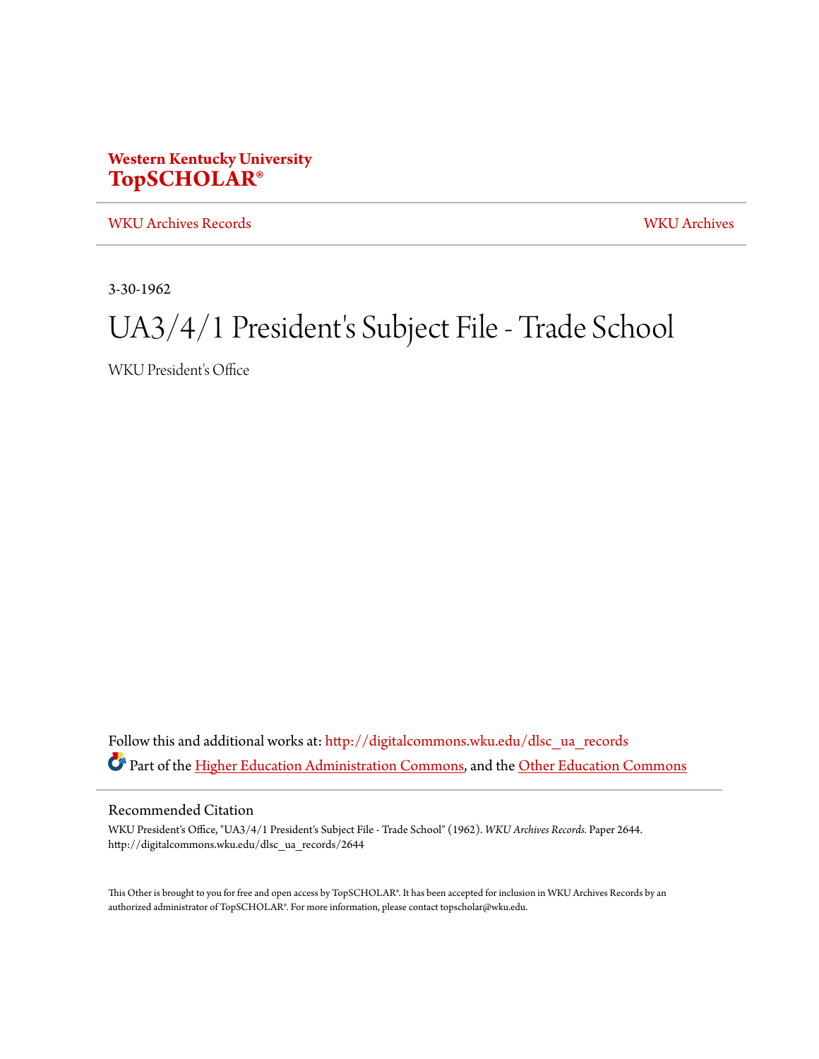**Western Kentucky University**
**TopSCHOLAR®**

WKU Archives Records | WKU Archives

3-30-1962

# UA3/4/1 President's Subject File - Trade School

WKU President's Office

Follow this and additional works at: http://digitalcommons.wku.edu/dlsc_ua_records

Part of the Higher Education Administration Commons, and the Other Education Commons

## Recommended Citation

WKU President's Office, "UA3/4/1 President's Subject File - Trade School" (1962). *WKU Archives Records.* Paper 2644.
http://digitalcommons.wku.edu/dlsc_ua_records/2644

This Other is brought to you for free and open access by TopSCHOLAR®. It has been accepted for inclusion in WKU Archives Records by an authorized administrator of TopSCHOLAR®. For more information, please contact topscholar@wku.edu.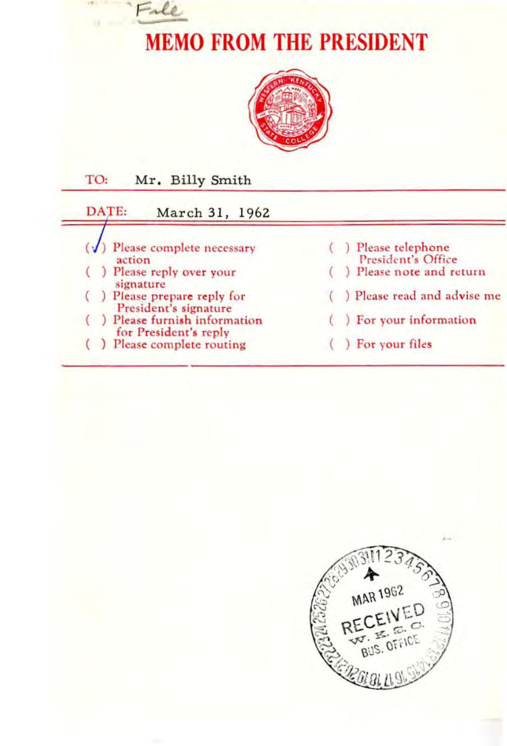File

# MEMO FROM THE PRESIDENT

WESTERN KENTUCKY STATE COLLEGE

TO: Mr. Billy Smith

DATE: March 31, 1962

- (✓) Please complete necessary action
- ( ) Please reply over your signature
- ( ) Please prepare reply for President's signature
- ( ) Please furnish information for President's reply
- ( ) Please complete routing
- ( ) Please telephone President's Office
- ( ) Please note and return
- ( ) Please read and advise me
- ( ) For your information
- ( ) For your files

MAR 1962
RECEIVED
W. K. S. C.
BUS. OFFICE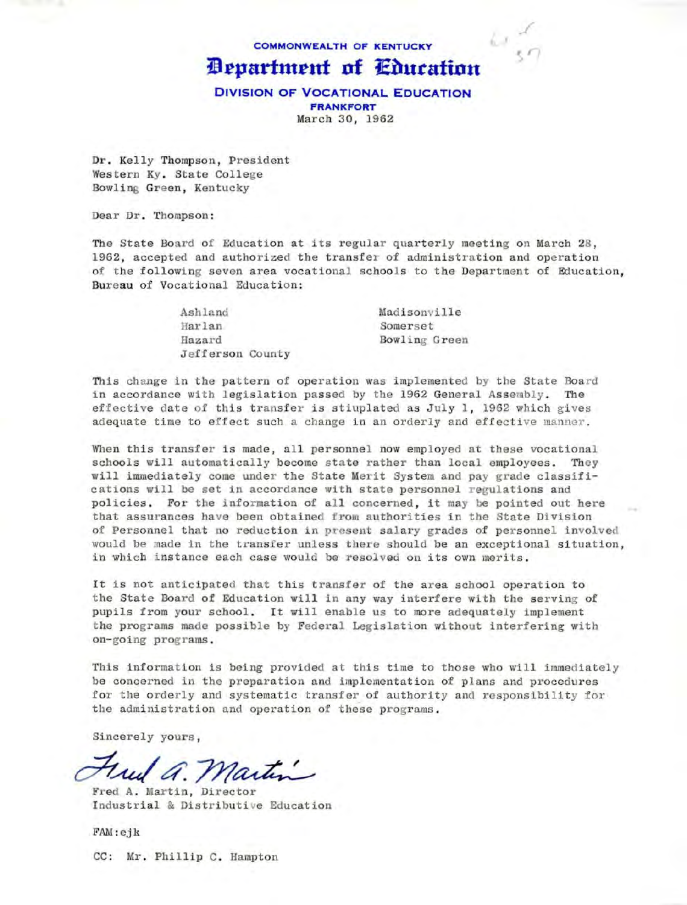COMMONWEALTH OF KENTUCKY

# Department of Education

**DIVISION OF VOCATIONAL EDUCATION**

**FRANKFORT**

March 30, 1962

Dr. Kelly Thompson, President
Western Ky. State College
Bowling Green, Kentucky

Dear Dr. Thompson:

The State Board of Education at its regular quarterly meeting on March 28, 1962, accepted and authorized the transfer of administration and operation of the following seven area vocational schools to the Department of Education, Bureau of Vocational Education:

- Ashland
- Harlan
- Hazard
- Jefferson County
- Madisonville
- Somerset
- Bowling Green

This change in the pattern of operation was implemented by the State Board in accordance with legislation passed by the 1962 General Assembly. The effective date of this transfer is stiuplated as July 1, 1962 which gives adequate time to effect such a change in an orderly and effective manner.

When this transfer is made, all personnel now employed at these vocational schools will automatically become state rather than local employees. They will immediately come under the State Merit System and pay grade classifications will be set in accordance with state personnel regulations and policies. For the information of all concerned, it may be pointed out here that assurances have been obtained from authorities in the State Division of Personnel that no reduction in present salary grades of personnel involved would be made in the transfer unless there should be an exceptional situation, in which instance each case would be resolved on its own merits.

It is not anticipated that this transfer of the area school operation to the State Board of Education will in any way interfere with the serving of pupils from your school. It will enable us to more adequately implement the programs made possible by Federal Legislation without interfering with on-going programs.

This information is being provided at this time to those who will immediately be concerned in the preparation and implementation of plans and procedures for the orderly and systematic transfer of authority and responsibility for the administration and operation of these programs.

Sincerely yours,

Fred A. Martin

Fred A. Martin, Director
Industrial & Distributive Education

FAM:ejk

CC: Mr. Phillip C. Hampton